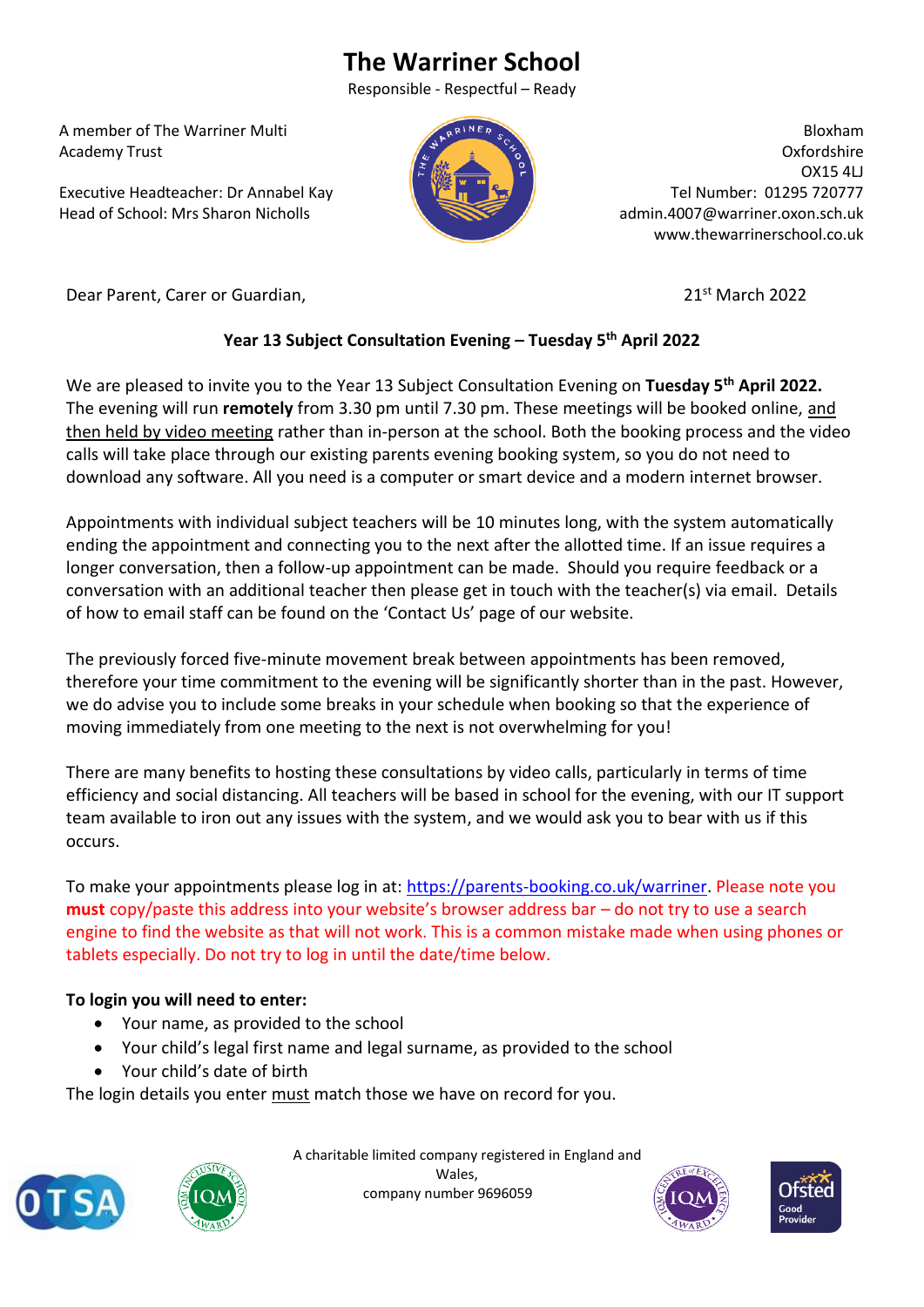# The Warriner School

Responsible - Respectful – Ready

A member of The Warriner Multi Academy Trust

Executive Headteacher: Dr Annabel Kay
Head of School: Mrs Sharon Nicholls

Bloxham
Oxfordshire
OX15 4LJ
Tel Number: 01295 720777
admin.4007@warriner.oxon.sch.uk
www.thewarrinerschool.co.uk

Dear Parent, Carer or Guardian,

21st March 2022

**Year 13 Subject Consultation Evening – Tuesday 5th April 2022**

We are pleased to invite you to the Year 13 Subject Consultation Evening on **Tuesday 5th April 2022.** The evening will run **remotely** from 3.30 pm until 7.30 pm. These meetings will be booked online, and then held by video meeting rather than in-person at the school. Both the booking process and the video calls will take place through our existing parents evening booking system, so you do not need to download any software. All you need is a computer or smart device and a modern internet browser.

Appointments with individual subject teachers will be 10 minutes long, with the system automatically ending the appointment and connecting you to the next after the allotted time. If an issue requires a longer conversation, then a follow-up appointment can be made. Should you require feedback or a conversation with an additional teacher then please get in touch with the teacher(s) via email. Details of how to email staff can be found on the 'Contact Us' page of our website.

The previously forced five-minute movement break between appointments has been removed, therefore your time commitment to the evening will be significantly shorter than in the past. However, we do advise you to include some breaks in your schedule when booking so that the experience of moving immediately from one meeting to the next is not overwhelming for you!

There are many benefits to hosting these consultations by video calls, particularly in terms of time efficiency and social distancing. All teachers will be based in school for the evening, with our IT support team available to iron out any issues with the system, and we would ask you to bear with us if this occurs.

To make your appointments please log in at: https://parents-booking.co.uk/warriner. Please note you **must** copy/paste this address into your website's browser address bar – do not try to use a search engine to find the website as that will not work. This is a common mistake made when using phones or tablets especially. Do not try to log in until the date/time below.

**To login you will need to enter:**

- Your name, as provided to the school
- Your child's legal first name and legal surname, as provided to the school
- Your child's date of birth

The login details you enter must match those we have on record for you.

A charitable limited company registered in England and Wales, company number 9696059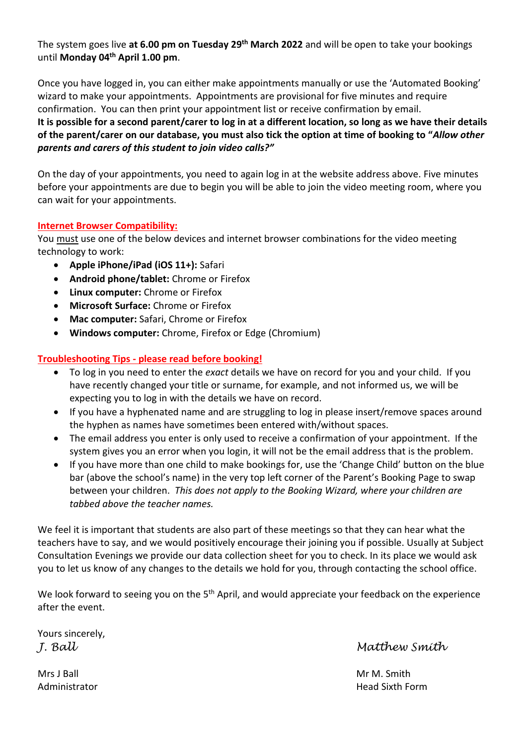The system goes live **at 6.00 pm on Tuesday 29th March 2022** and will be open to take your bookings until **Monday 04th April 1.00 pm**.

Once you have logged in, you can either make appointments manually or use the 'Automated Booking' wizard to make your appointments. Appointments are provisional for five minutes and require confirmation. You can then print your appointment list or receive confirmation by email.
**It is possible for a second parent/carer to log in at a different location, so long as we have their details of the parent/carer on our database, you must also tick the option at time of booking to "*Allow other parents and carers of this student to join video calls?"***

On the day of your appointments, you need to again log in at the website address above. Five minutes before your appointments are due to begin you will be able to join the video meeting room, where you can wait for your appointments.

**Internet Browser Compatibility:**

You must use one of the below devices and internet browser combinations for the video meeting technology to work:

- **Apple iPhone/iPad (iOS 11+):** Safari
- **Android phone/tablet:** Chrome or Firefox
- **Linux computer:** Chrome or Firefox
- **Microsoft Surface:** Chrome or Firefox
- **Mac computer:** Safari, Chrome or Firefox
- **Windows computer:** Chrome, Firefox or Edge (Chromium)

**Troubleshooting Tips - please read before booking!**

- To log in you need to enter the *exact* details we have on record for you and your child. If you have recently changed your title or surname, for example, and not informed us, we will be expecting you to log in with the details we have on record.
- If you have a hyphenated name and are struggling to log in please insert/remove spaces around the hyphen as names have sometimes been entered with/without spaces.
- The email address you enter is only used to receive a confirmation of your appointment. If the system gives you an error when you login, it will not be the email address that is the problem.
- If you have more than one child to make bookings for, use the 'Change Child' button on the blue bar (above the school's name) in the very top left corner of the Parent's Booking Page to swap between your children. *This does not apply to the Booking Wizard, where your children are tabbed above the teacher names.*

We feel it is important that students are also part of these meetings so that they can hear what the teachers have to say, and we would positively encourage their joining you if possible. Usually at Subject Consultation Evenings we provide our data collection sheet for you to check. In its place we would ask you to let us know of any changes to the details we hold for you, through contacting the school office.

We look forward to seeing you on the 5th April, and would appreciate your feedback on the experience after the event.

Yours sincerely,

*J. Ball*

Mrs J Ball
Administrator

*Matthew Smith*

Mr M. Smith
Head Sixth Form